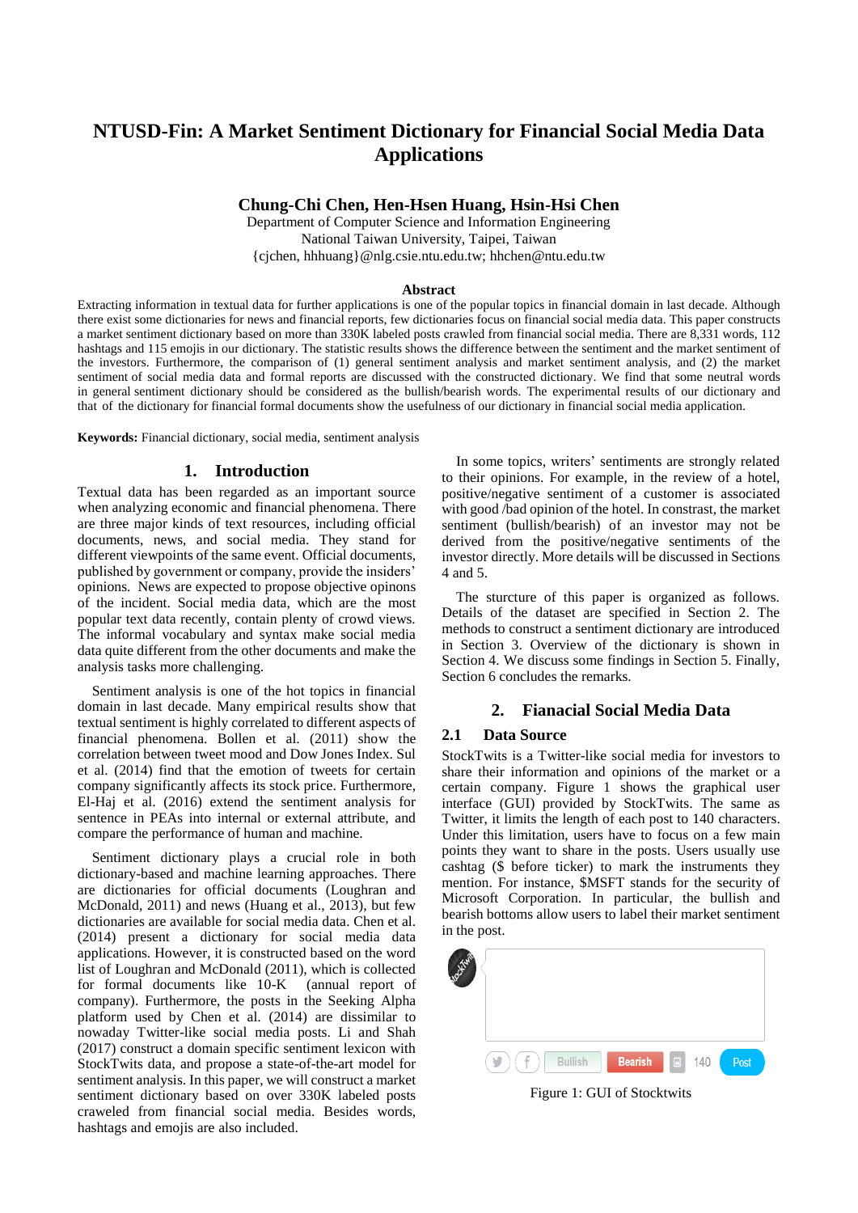# NTUSD-Fin: A Market Sentiment Dictionary for Financial Social Media Data Applications

**Chung-Chi Chen, Hen-Hsen Huang, Hsin-Hsi Chen**

Department of Computer Science and Information Engineering
National Taiwan University, Taipei, Taiwan
{cjchen, hhhuang}@nlg.csie.ntu.edu.tw; hhchen@ntu.edu.tw

**Abstract**

Extracting information in textual data for further applications is one of the popular topics in financial domain in last decade. Although there exist some dictionaries for news and financial reports, few dictionaries focus on financial social media data. This paper constructs a market sentiment dictionary based on more than 330K labeled posts crawled from financial social media. There are 8,331 words, 112 hashtags and 115 emojis in our dictionary. The statistic results shows the difference between the sentiment and the market sentiment of the investors. Furthermore, the comparison of (1) general sentiment analysis and market sentiment analysis, and (2) the market sentiment of social media data and formal reports are discussed with the constructed dictionary. We find that some neutral words in general sentiment dictionary should be considered as the bullish/bearish words. The experimental results of our dictionary and that of the dictionary for financial formal documents show the usefulness of our dictionary in financial social media application.

**Keywords:** Financial dictionary, social media, sentiment analysis

## 1. Introduction

Textual data has been regarded as an important source when analyzing economic and financial phenomena. There are three major kinds of text resources, including official documents, news, and social media. They stand for different viewpoints of the same event. Official documents, published by government or company, provide the insiders' opinions. News are expected to propose objective opinons of the incident. Social media data, which are the most popular text data recently, contain plenty of crowd views. The informal vocabulary and syntax make social media data quite different from the other documents and make the analysis tasks more challenging.

Sentiment analysis is one of the hot topics in financial domain in last decade. Many empirical results show that textual sentiment is highly correlated to different aspects of financial phenomena. Bollen et al. (2011) show the correlation between tweet mood and Dow Jones Index. Sul et al. (2014) find that the emotion of tweets for certain company significantly affects its stock price. Furthermore, El-Haj et al. (2016) extend the sentiment analysis for sentence in PEAs into internal or external attribute, and compare the performance of human and machine.

Sentiment dictionary plays a crucial role in both dictionary-based and machine learning approaches. There are dictionaries for official documents (Loughran and McDonald, 2011) and news (Huang et al., 2013), but few dictionaries are available for social media data. Chen et al. (2014) present a dictionary for social media data applications. However, it is constructed based on the word list of Loughran and McDonald (2011), which is collected for formal documents like 10-K (annual report of company). Furthermore, the posts in the Seeking Alpha platform used by Chen et al. (2014) are dissimilar to nowaday Twitter-like social media posts. Li and Shah (2017) construct a domain specific sentiment lexicon with StockTwits data, and propose a state-of-the-art model for sentiment analysis. In this paper, we will construct a market sentiment dictionary based on over 330K labeled posts craweled from financial social media. Besides words, hashtags and emojis are also included.

In some topics, writers' sentiments are strongly related to their opinions. For example, in the review of a hotel, positive/negative sentiment of a customer is associated with good /bad opinion of the hotel. In constrast, the market sentiment (bullish/bearish) of an investor may not be derived from the positive/negative sentiments of the investor directly. More details will be discussed in Sections 4 and 5.

The sturcture of this paper is organized as follows. Details of the dataset are specified in Section 2. The methods to construct a sentiment dictionary are introduced in Section 3. Overview of the dictionary is shown in Section 4. We discuss some findings in Section 5. Finally, Section 6 concludes the remarks.

## 2. Fianacial Social Media Data

### 2.1 Data Source

StockTwits is a Twitter-like social media for investors to share their information and opinions of the market or a certain company. Figure 1 shows the graphical user interface (GUI) provided by StockTwits. The same as Twitter, it limits the length of each post to 140 characters. Under this limitation, users have to focus on a few main points they want to share in the posts. Users usually use cashtag ($ before ticker) to mark the instruments they mention. For instance, $MSFT stands for the security of Microsoft Corporation. In particular, the bullish and bearish bottoms allow users to label their market sentiment in the post.

Figure 1: GUI of Stocktwits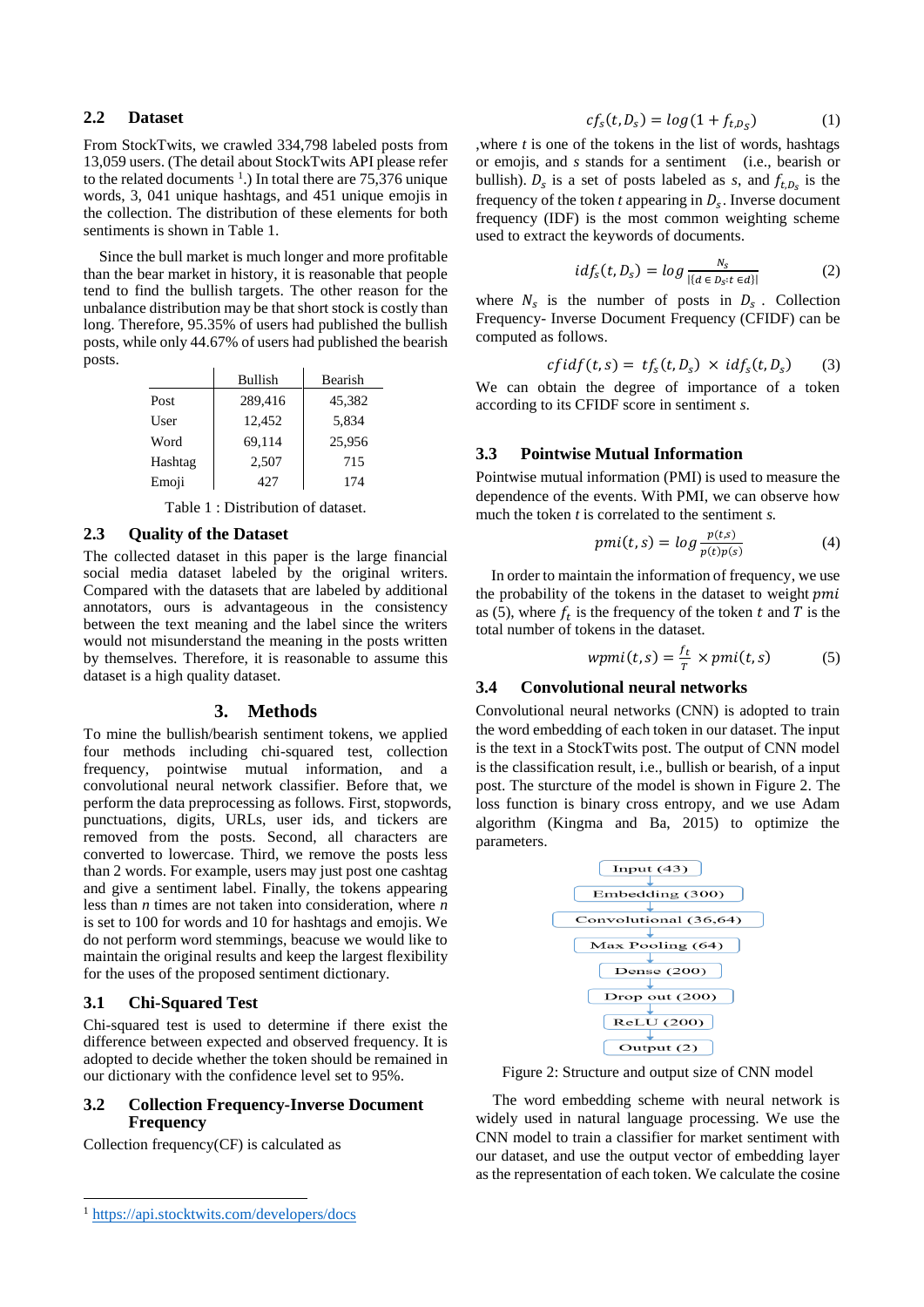## 2.2 Dataset

From StockTwits, we crawled 334,798 labeled posts from 13,059 users. (The detail about StockTwits API please refer to the related documents [1].) In total there are 75,376 unique words, 3, 041 unique hashtags, and 451 unique emojis in the collection. The distribution of these elements for both sentiments is shown in Table 1.

Since the bull market is much longer and more profitable than the bear market in history, it is reasonable that people tend to find the bullish targets. The other reason for the unbalance distribution may be that short stock is costly than long. Therefore, 95.35% of users had published the bullish posts, while only 44.67% of users had published the bearish posts.

| | Bullish | Bearish |
|---|---|---|
| Post | 289,416 | 45,382 |
| User | 12,452 | 5,834 |
| Word | 69,114 | 25,956 |
| Hashtag | 2,507 | 715 |
| Emoji | 427 | 174 |

Table 1 : Distribution of dataset.

## 2.3 Quality of the Dataset

The collected dataset in this paper is the large financial social media dataset labeled by the original writers. Compared with the datasets that are labeled by additional annotators, ours is advantageous in the consistency between the text meaning and the label since the writers would not misunderstand the meaning in the posts written by themselves. Therefore, it is reasonable to assume this dataset is a high quality dataset.

# 3. Methods

To mine the bullish/bearish sentiment tokens, we applied four methods including chi-squared test, collection frequency, pointwise mutual information, and a convolutional neural network classifier. Before that, we perform the data preprocessing as follows. First, stopwords, punctuations, digits, URLs, user ids, and tickers are removed from the posts. Second, all characters are converted to lowercase. Third, we remove the posts less than 2 words. For example, users may just post one cashtag and give a sentiment label. Finally, the tokens appearing less than *n* times are not taken into consideration, where *n* is set to 100 for words and 10 for hashtags and emojis. We do not perform word stemmings, beacuse we would like to maintain the original results and keep the largest flexibility for the uses of the proposed sentiment dictionary.

## 3.1 Chi-Squared Test

Chi-squared test is used to determine if there exist the difference between expected and observed frequency. It is adopted to decide whether the token should be remained in our dictionary with the confidence level set to 95%.

## 3.2 Collection Frequency-Inverse Document Frequency

Collection frequency(CF) is calculated as

$$cf_s(t, D_s) = log(1 + f_{t,D_s}) \quad (1)$$

,where $t$ is one of the tokens in the list of words, hashtags or emojis, and $s$ stands for a sentiment (i.e., bearish or bullish). $D_s$ is a set of posts labeled as $s$, and $f_{t,D_s}$ is the frequency of the token $t$ appearing in $D_s$. Inverse document frequency (IDF) is the most common weighting scheme used to extract the keywords of documents.

$$idf_s(t, D_s) = log \frac{N_s}{|\{d \in D_s : t \in d\}|} \quad (2)$$

where $N_s$ is the number of posts in $D_s$. Collection Frequency- Inverse Document Frequency (CFIDF) can be computed as follows.

$$cfidf(t, s) = tf_s(t, D_s) \times idf_s(t, D_s) \quad (3)$$

We can obtain the degree of importance of a token according to its CFIDF score in sentiment $s$.

## 3.3 Pointwise Mutual Information

Pointwise mutual information (PMI) is used to measure the dependence of the events. With PMI, we can observe how much the token $t$ is correlated to the sentiment $s$.

$$pmi(t, s) = log \frac{p(t,s)}{p(t)p(s)} \quad (4)$$

In order to maintain the information of frequency, we use the probability of the tokens in the dataset to weight $pmi$ as (5), where $f_t$ is the frequency of the token $t$ and $T$ is the total number of tokens in the dataset.

$$wpmi(t, s) = \frac{f_t}{T} \times pmi(t, s) \quad (5)$$

## 3.4 Convolutional neural networks

Convolutional neural networks (CNN) is adopted to train the word embedding of each token in our dataset. The input is the text in a StockTwits post. The output of CNN model is the classification result, i.e., bullish or bearish, of a input post. The sturcture of the model is shown in Figure 2. The loss function is binary cross entropy, and we use Adam algorithm (Kingma and Ba, 2015) to optimize the parameters.

Input (43)
↓
Embedding (300)
↓
Convolutional (36,64)
↓
Max Pooling (64)
↓
Dense (200)
↓
Drop out (200)
↓
ReLU (200)
↓
Output (2)

Figure 2: Structure and output size of CNN model

The word embedding scheme with neural network is widely used in natural language processing. We use the CNN model to train a classifier for market sentiment with our dataset, and use the output vector of embedding layer as the representation of each token. We calculate the cosine

[1] https://api.stocktwits.com/developers/docs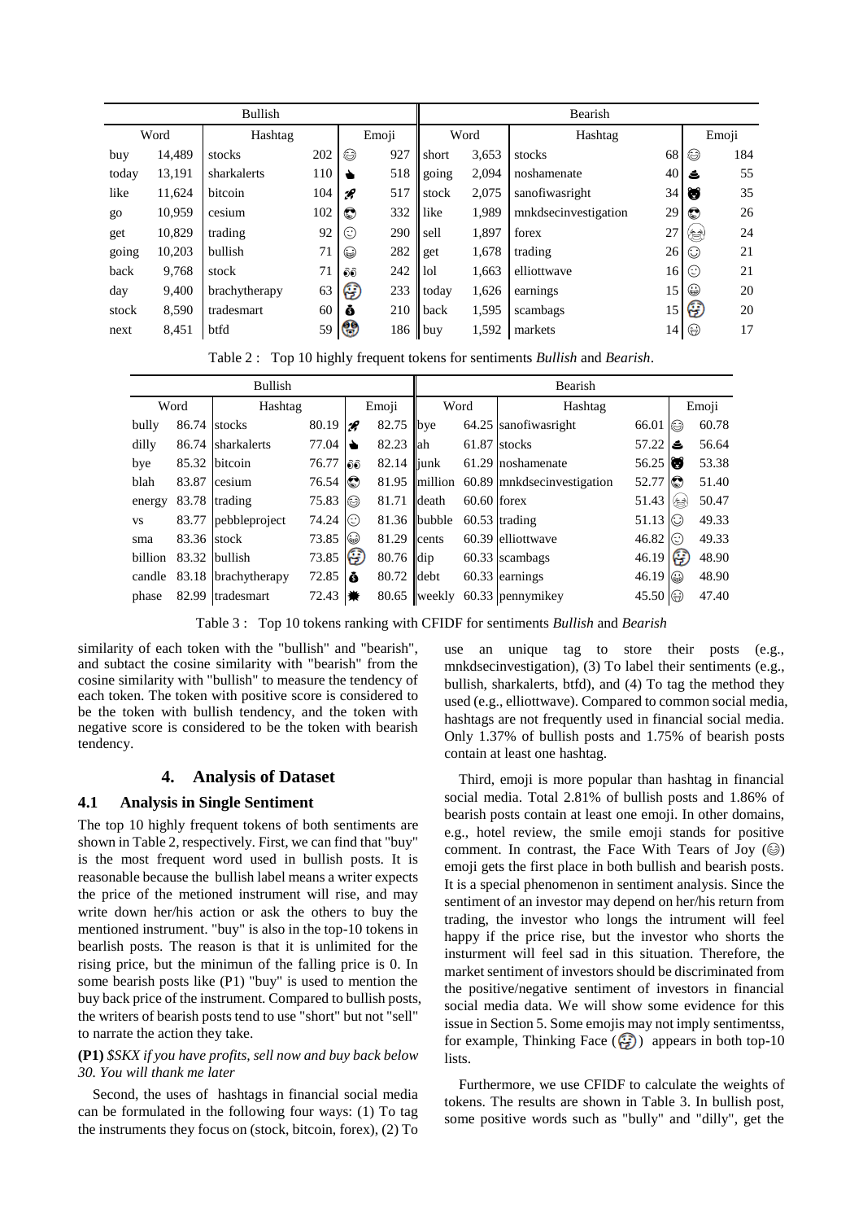| Bullish | | | | | | Bearish | | | | | |
|---|---|---|---|---|---|---|---|---|---|---|---|
| Word | | Hashtag | | Emoji | | Word | | Hashtag | | Emoji | |
| buy | 14,489 | stocks | 202 | 😂 | 927 | short | 3,653 | stocks | 68 | 😂 | 184 |
| today | 13,191 | sharkalerts | 110 | 👆 | 518 | going | 2,094 | noshamenate | 40 | 💩 | 55 |
| like | 11,624 | bitcoin | 104 | 🚀 | 517 | stock | 2,075 | sanofiwasright | 34 | 🐻 | 35 |
| go | 10,959 | cesium | 102 | 😎 | 332 | like | 1,989 | mnkdsecinvestigation | 29 | 😎 | 26 |
| get | 10,829 | trading | 92 | 🙂 | 290 | sell | 1,897 | forex | 27 | 😭 | 24 |
| going | 10,203 | bullish | 71 | 😀 | 282 | get | 1,678 | trading | 26 | 🙂 | 21 |
| back | 9,768 | stock | 71 | 👀 | 242 | lol | 1,663 | elliottwave | 16 | 🙁 | 21 |
| day | 9,400 | brachytherapy | 63 | 🤔 | 233 | today | 1,626 | earnings | 15 | 😀 | 20 |
| stock | 8,590 | tradesmart | 60 | 💰 | 210 | back | 1,595 | scambags | 15 | 🤔 | 20 |
| next | 8,451 | btfd | 59 | 😱 | 186 | buy | 1,592 | markets | 14 | 😬 | 17 |

Table 2 : Top 10 highly frequent tokens for sentiments *Bullish* and *Bearish*.

| Bullish | | | | | | Bearish | | | | | |
|---|---|---|---|---|---|---|---|---|---|---|---|
| Word | | Hashtag | | Emoji | | Word | | Hashtag | | Emoji | |
| bully | 86.74 | stocks | 80.19 | 🚀 | 82.75 | bye | 64.25 | sanofiwasright | 66.01 | 😂 | 60.78 |
| dilly | 86.74 | sharkalerts | 77.04 | 👆 | 82.23 | ah | 61.87 | stocks | 57.22 | 💩 | 56.64 |
| bye | 85.32 | bitcoin | 76.77 | 👀 | 82.14 | junk | 61.29 | noshamenate | 56.25 | 🐻 | 53.38 |
| blah | 83.87 | cesium | 76.54 | 😎 | 81.95 | million | 60.89 | mnkdsecinvestigation | 52.77 | 😎 | 51.40 |
| energy | 83.78 | trading | 75.83 | 😂 | 81.71 | death | 60.60 | forex | 51.43 | 😭 | 50.47 |
| vs | 83.77 | pebbleproject | 74.24 | 🙂 | 81.36 | bubble | 60.53 | trading | 51.13 | 🙂 | 49.33 |
| sma | 83.36 | stock | 73.85 | 😀 | 81.29 | cents | 60.39 | elliottwave | 46.82 | 🙁 | 49.33 |
| billion | 83.32 | bullish | 73.85 | 🤔 | 80.76 | dip | 60.33 | scambags | 46.19 | 🤔 | 48.90 |
| candle | 83.18 | brachytherapy | 72.85 | 💰 | 80.72 | debt | 60.33 | earnings | 46.19 | 😀 | 48.90 |
| phase | 82.99 | tradesmart | 72.43 | 💥 | 80.65 | weekly | 60.33 | pennymikey | 45.50 | 😬 | 47.40 |

Table 3 : Top 10 tokens ranking with CFIDF for sentiments *Bullish* and *Bearish*

similarity of each token with the "bullish" and "bearish", and subtact the cosine similarity with "bearish" from the cosine similarity with "bullish" to measure the tendency of each token. The token with positive score is considered to be the token with bullish tendency, and the token with negative score is considered to be the token with bearish tendency.

# 4. Analysis of Dataset

## 4.1 Analysis in Single Sentiment

The top 10 highly frequent tokens of both sentiments are shown in Table 2, respectively. First, we can find that "buy" is the most frequent word used in bullish posts. It is reasonable because the bullish label means a writer expects the price of the metioned instrument will rise, and may write down her/his action or ask the others to buy the mentioned instrument. "buy" is also in the top-10 tokens in bearlish posts. The reason is that it is unlimited for the rising price, but the minimun of the falling price is 0. In some bearish posts like (P1) "buy" is used to mention the buy back price of the instrument. Compared to bullish posts, the writers of bearish posts tend to use "short" but not "sell" to narrate the action they take.

**(P1)** *$SKX if you have profits, sell now and buy back below 30. You will thank me later*

Second, the uses of hashtags in financial social media can be formulated in the following four ways: (1) To tag the instruments they focus on (stock, bitcoin, forex), (2) To use an unique tag to store their posts (e.g., mnkdsecinvestigation), (3) To label their sentiments (e.g., bullish, sharkalerts, btfd), and (4) To tag the method they used (e.g., elliottwave). Compared to common social media, hashtags are not frequently used in financial social media. Only 1.37% of bullish posts and 1.75% of bearish posts contain at least one hashtag.

Third, emoji is more popular than hashtag in financial social media. Total 2.81% of bullish posts and 1.86% of bearish posts contain at least one emoji. In other domains, e.g., hotel review, the smile emoji stands for positive comment. In contrast, the Face With Tears of Joy (😂) emoji gets the first place in both bullish and bearish posts. It is a special phenomenon in sentiment analysis. Since the sentiment of an investor may depend on her/his return from trading, the investor who longs the intrument will feel happy if the price rise, but the investor who shorts the insturment will feel sad in this situation. Therefore, the market sentiment of investors should be discriminated from the positive/negative sentiment of investors in financial social media data. We will show some evidence for this issue in Section 5. Some emojis may not imply sentimentss, for example, Thinking Face (🤔) appears in both top-10 lists.

Furthermore, we use CFIDF to calculate the weights of tokens. The results are shown in Table 3. In bullish post, some positive words such as "bully" and "dilly", get the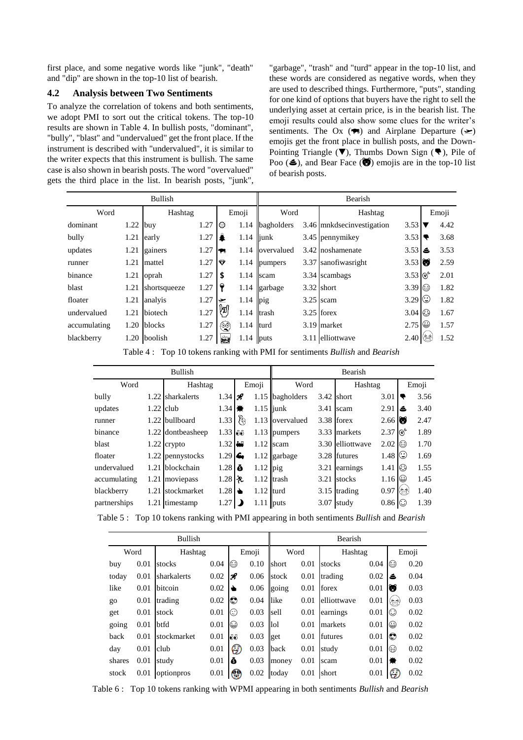first place, and some negative words like "junk", "death" and "dip" are shown in the top-10 list of bearish.

## 4.2 Analysis between Two Sentiments

To analyze the correlation of tokens and both sentiments, we adopt PMI to sort out the critical tokens. The top-10 results are shown in Table 4. In bullish posts, "dominant", "bully", "blast" and "undervalued" get the front place. If the instrument is described with "undervalued", it is similar to the writer expects that this instrument is bullish. The same case is also shown in bearish posts. The word "overvalued" gets the third place in the list. In bearish posts, "junk", "garbage", "trash" and "turd" appear in the top-10 list, and these words are considered as negative words, when they are used to described things. Furthermore, "puts", standing for one kind of options that buyers have the right to sell the underlying asset at certain price, is in the bearish list. The emoji results could also show some clues for the writer's sentiments. The Ox (🐂) and Airplane Departure (🛫) emojis get the front place in bullish posts, and the Down-Pointing Triangle (▼), Thumbs Down Sign (👎), Pile of Poo (💩), and Bear Face (🐻) emojis are in the top-10 list of bearish posts.

| Bullish | | | | | | Bearish | | | | | |
|---|---|---|---|---|---|---|---|---|---|---|---|
| Word | | Hashtag | | Emoji | | Word | | Hashtag | | Emoji | |
| dominant | 1.22 | buy | 1.27 | ☼ | 1.14 | bagholders | 3.46 | mnkdsecinvestigation | 3.53 | ▼ | 4.42 |
| bully | 1.21 | early | 1.27 | 🌲 | 1.14 | junk | 3.45 | pennymikey | 3.53 | 👎 | 3.68 |
| updates | 1.21 | gainers | 1.27 | 🐂 | 1.14 | overvalued | 3.42 | noshamenate | 3.53 | 💩 | 3.53 |
| runner | 1.21 | mattel | 1.27 | 💎 | 1.14 | pumpers | 3.37 | sanofiwasright | 3.53 | 🐻 | 2.59 |
| binance | 1.21 | oprah | 1.27 | $ | 1.14 | scam | 3.34 | scambags | 3.53 | 🤔 | 2.01 |
| blast | 1.21 | shortsqueeze | 1.27 | 🔑 | 1.14 | garbage | 3.32 | short | 3.39 | 😊 | 1.82 |
| floater | 1.21 | analyis | 1.27 | 🛫 | 1.14 | pig | 3.25 | scam | 3.29 | 🙂 | 1.82 |
| undervalued | 1.21 | biotech | 1.27 | 🤘 | 1.14 | trash | 3.25 | forex | 3.04 | 😳 | 1.67 |
| accumulating | 1.20 | blocks | 1.27 | 🤓 | 1.14 | turd | 3.19 | market | 2.75 | 😀 | 1.57 |
| blackberry | 1.20 | boolish | 1.27 | 😎 | 1.14 | puts | 3.11 | elliottwave | 2.40 | 😂 | 1.52 |

Table 4 : Top 10 tokens ranking with PMI for sentiments *Bullish* and *Bearish*

| Bullish | | | | | | Bearish | | | | | |
|---|---|---|---|---|---|---|---|---|---|---|---|
| Word | | Hashtag | | Emoji | | Word | | Hashtag | | Emoji | |
| bully | 1.22 | sharkalerts | 1.34 | 🚀 | 1.15 | bagholders | 3.42 | short | 3.01 | 👎 | 3.56 |
| updates | 1.22 | club | 1.34 | 💥 | 1.15 | junk | 3.41 | scam | 2.91 | 💩 | 3.40 |
| runner | 1.22 | bullboard | 1.33 | 🤞 | 1.13 | overvalued | 3.38 | forex | 2.66 | 🐻 | 2.47 |
| binance | 1.22 | dontbeasheep | 1.33 | 👀 | 1.13 | pumpers | 3.33 | markets | 2.37 | 🤔 | 1.89 |
| blast | 1.22 | crypto | 1.32 | 🐂 | 1.12 | scam | 3.30 | elliottwave | 2.02 | 😊 | 1.70 |
| floater | 1.22 | pennystocks | 1.29 | 💪 | 1.12 | garbage | 3.28 | futures | 1.48 | 🙂 | 1.69 |
| undervalued | 1.21 | blockchain | 1.28 | 💰 | 1.12 | pig | 3.21 | earnings | 1.41 | 😳 | 1.55 |
| accumulating | 1.21 | moviepass | 1.28 | 🏃 | 1.12 | trash | 3.21 | stocks | 1.16 | 😀 | 1.45 |
| blackberry | 1.21 | stockmarket | 1.28 | 👆 | 1.12 | turd | 3.15 | trading | 0.97 | 😂 | 1.40 |
| partnerships | 1.21 | timestamp | 1.27 | 🌙 | 1.11 | puts | 3.07 | study | 0.86 | 🙂 | 1.39 |

Table 5 : Top 10 tokens ranking with PMI appearing in both sentiments *Bullish* and *Bearish*

| Bullish | | | | | | Bearish | | | | | |
|---|---|---|---|---|---|---|---|---|---|---|---|
| Word | | Hashtag | | Emoji | | Word | | Hashtag | | Emoji | |
| buy | 0.01 | stocks | 0.04 | 😊 | 0.10 | short | 0.01 | stocks | 0.04 | 😊 | 0.20 |
| today | 0.01 | sharkalerts | 0.02 | 🚀 | 0.06 | stock | 0.01 | trading | 0.02 | 💩 | 0.04 |
| like | 0.01 | bitcoin | 0.02 | 👆 | 0.06 | going | 0.01 | forex | 0.01 | 🐻 | 0.03 |
| go | 0.01 | trading | 0.02 | 😎 | 0.04 | like | 0.01 | elliottwave | 0.01 | 😂 | 0.03 |
| get | 0.01 | stock | 0.01 | 🙂 | 0.03 | sell | 0.01 | earnings | 0.01 | 🙂 | 0.02 |
| going | 0.01 | btfd | 0.01 | 😀 | 0.03 | lol | 0.01 | markets | 0.01 | 😀 | 0.02 |
| back | 0.01 | stockmarket | 0.01 | 👀 | 0.03 | get | 0.01 | futures | 0.01 | 😎 | 0.02 |
| day | 0.01 | club | 0.01 | 🤑 | 0.03 | back | 0.01 | study | 0.01 | 😳 | 0.02 |
| shares | 0.01 | study | 0.01 | 💰 | 0.03 | money | 0.01 | scam | 0.01 | 💥 | 0.02 |
| stock | 0.01 | optionpros | 0.01 | 🤯 | 0.02 | today | 0.01 | short | 0.01 | 🤑 | 0.02 |

Table 6 : Top 10 tokens ranking with WPMI appearing in both sentiments *Bullish* and *Bearish*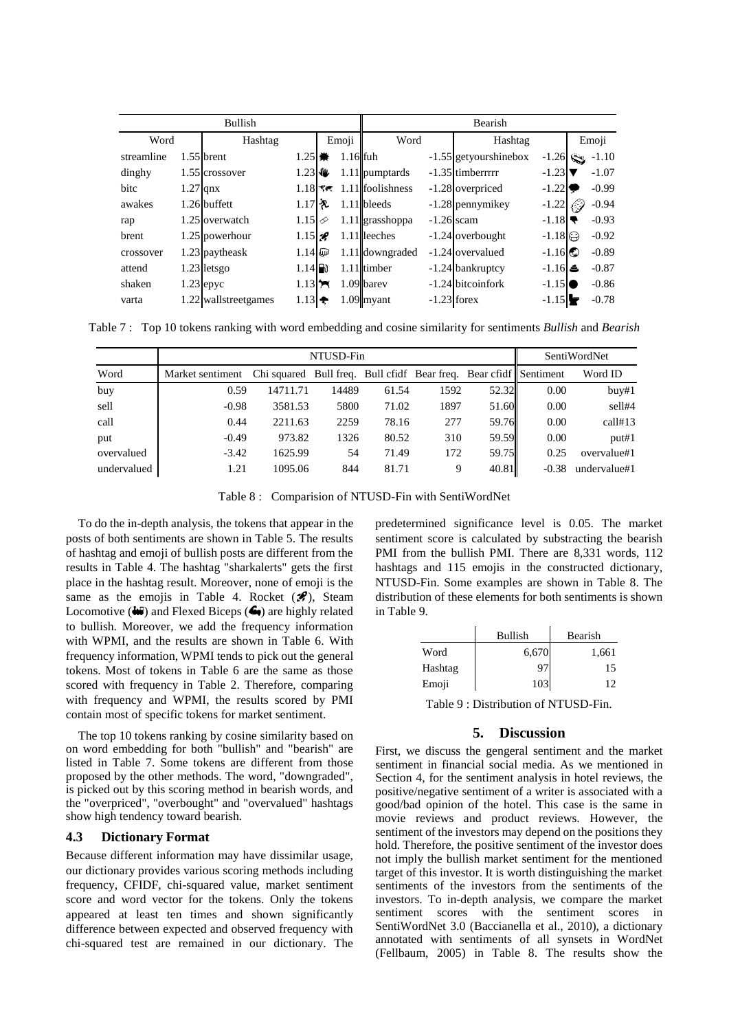| Bullish | | | | | | Bearish | | | | | |
|---|---|---|---|---|---|---|---|---|---|---|---|
| Word | | Hashtag | | Emoji | | Word | | Hashtag | | Emoji | |
| streamline | 1.55 | brent | 1.25 | 💥 | 1.16 | fuh | -1.55 | getyourshinebox | -1.26 | 🐻 | -1.10 |
| dinghy | 1.55 | crossover | 1.23 | 🙌 | 1.11 | pumptards | -1.35 | timberrrrr | -1.23 | 🔻 | -1.07 |
| bitc | 1.27 | qnx | 1.18 | 🦅 | 1.11 | foolishness | -1.28 | overpriced | -1.22 | 💬 | -0.99 |
| awakes | 1.26 | buffett | 1.17 | 🏃 | 1.11 | bleeds | -1.28 | pennymikey | -1.22 | 🍩 | -0.94 |
| rap | 1.25 | overwatch | 1.15 | ✒ | 1.11 | grasshoppa | -1.26 | scam | -1.18 | 👎 | -0.93 |
| brent | 1.25 | powerhour | 1.15 | 🚀 | 1.11 | leeches | -1.24 | overbought | -1.18 | 😩 | -0.92 |
| crossover | 1.23 | paytheask | 1.14 | 🍺 | 1.11 | downgraded | -1.24 | overvalued | -1.16 | 🌑 | -0.89 |
| attend | 1.23 | letsgo | 1.14 | ⛽ | 1.11 | timber | -1.24 | bankruptcy | -1.16 | ⛵ | -0.87 |
| shaken | 1.23 | epyc | 1.13 | 🐂 | 1.09 | barev | -1.24 | bitcoinfork | -1.15 | ⚫ | -0.86 |
| varta | 1.22 | wallstreetgames | 1.13 | 🚁 | 1.09 | myant | -1.23 | forex | -1.15 | 🚽 | -0.78 |

Table 7 : Top 10 tokens ranking with word embedding and cosine similarity for sentiments *Bullish* and *Bearish*

| | NTUSD-Fin | | | | | | SentiWordNet | |
|---|---|---|---|---|---|---|---|---|
| Word | Market sentiment | Chi squared | Bull freq. | Bull cfidf | Bear freq. | Bear cfidf | Sentiment | Word ID |
| buy | 0.59 | 14711.71 | 14489 | 61.54 | 1592 | 52.32 | 0.00 | buy#1 |
| sell | -0.98 | 3581.53 | 5800 | 71.02 | 1897 | 51.60 | 0.00 | sell#4 |
| call | 0.44 | 2211.63 | 2259 | 78.16 | 277 | 59.76 | 0.00 | call#13 |
| put | -0.49 | 973.82 | 1326 | 80.52 | 310 | 59.59 | 0.00 | put#1 |
| overvalued | -3.42 | 1625.99 | 54 | 71.49 | 172 | 59.75 | 0.25 | overvalue#1 |
| undervalued | 1.21 | 1095.06 | 844 | 81.71 | 9 | 40.81 | -0.38 | undervalue#1 |

Table 8 : Comparision of NTUSD-Fin with SentiWordNet

To do the in-depth analysis, the tokens that appear in the posts of both sentiments are shown in Table 5. The results of hashtag and emoji of bullish posts are different from the results in Table 4. The hashtag "sharkalerts" gets the first place in the hashtag result. Moreover, none of emoji is the same as the emojis in Table 4. Rocket (🚀), Steam Locomotive (🚂) and Flexed Biceps (💪) are highly related to bullish. Moreover, we add the frequency information with WPMI, and the results are shown in Table 6. With frequency information, WPMI tends to pick out the general tokens. Most of tokens in Table 6 are the same as those scored with frequency in Table 2. Therefore, comparing with frequency and WPMI, the results scored by PMI contain most of specific tokens for market sentiment.

The top 10 tokens ranking by cosine similarity based on on word embedding for both "bullish" and "bearish" are listed in Table 7. Some tokens are different from those proposed by the other methods. The word, "downgraded", is picked out by this scoring method in bearish words, and the "overpriced", "overbought" and "overvalued" hashtags show high tendency toward bearish.

### 4.3 Dictionary Format

Because different information may have dissimilar usage, our dictionary provides various scoring methods including frequency, CFIDF, chi-squared value, market sentiment score and word vector for the tokens. Only the tokens appeared at least ten times and shown significantly difference between expected and observed frequency with chi-squared test are remained in our dictionary. The predetermined significance level is 0.05. The market sentiment score is calculated by substracting the bearish PMI from the bullish PMI. There are 8,331 words, 112 hashtags and 115 emojis in the constructed dictionary, NTUSD-Fin. Some examples are shown in Table 8. The distribution of these elements for both sentiments is shown in Table 9.

| | Bullish | Bearish |
|---|---|---|
| Word | 6,670 | 1,661 |
| Hashtag | 97 | 15 |
| Emoji | 103 | 12 |

Table 9 : Distribution of NTUSD-Fin.

## 5. Discussion

First, we discuss the gengeral sentiment and the market sentiment in financial social media. As we mentioned in Section 4, for the sentiment analysis in hotel reviews, the positive/negative sentiment of a writer is associated with a good/bad opinion of the hotel. This case is the same in movie reviews and product reviews. However, the sentiment of the investors may depend on the positions they hold. Therefore, the positive sentiment of the investor does not imply the bullish market sentiment for the mentioned target of this investor. It is worth distinguishing the market sentiments of the investors from the sentiments of the investors. To in-depth analysis, we compare the market sentiment scores with the sentiment scores in SentiWordNet 3.0 (Baccianella et al., 2010), a dictionary annotated with sentiments of all synsets in WordNet (Fellbaum, 2005) in Table 8. The results show the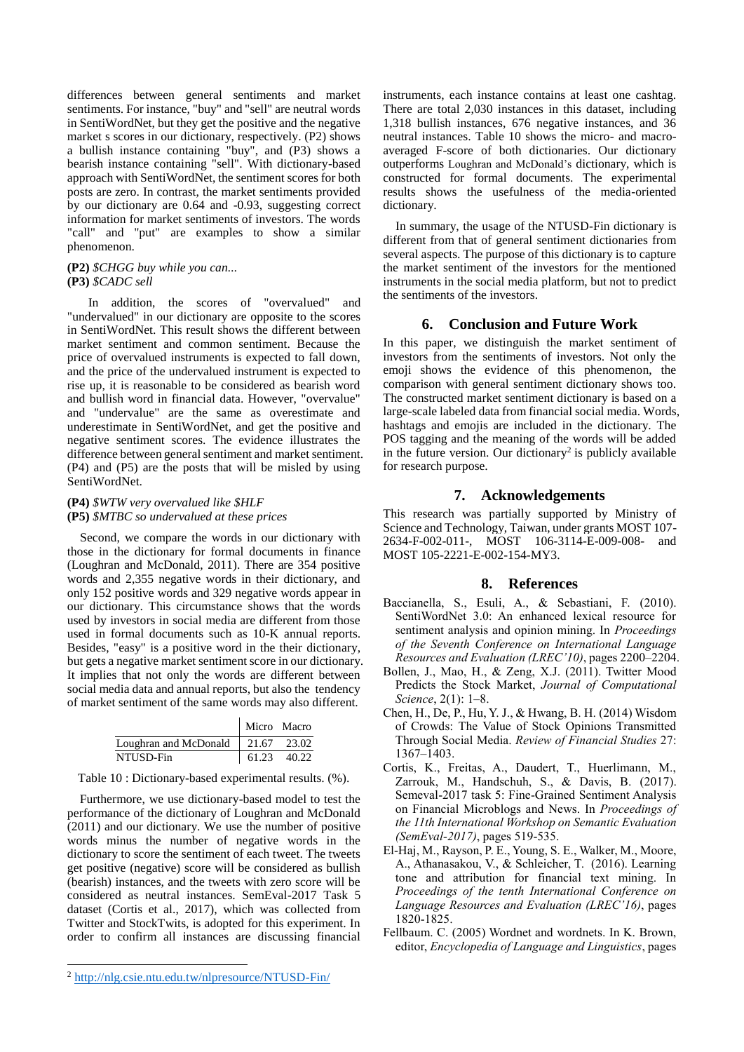differences between general sentiments and market sentiments. For instance, "buy" and "sell" are neutral words in SentiWordNet, but they get the positive and the negative market s scores in our dictionary, respectively. (P2) shows a bullish instance containing "buy", and (P3) shows a bearish instance containing "sell". With dictionary-based approach with SentiWordNet, the sentiment scores for both posts are zero. In contrast, the market sentiments provided by our dictionary are 0.64 and -0.93, suggesting correct information for market sentiments of investors. The words "call" and "put" are examples to show a similar phenomenon.

**(P2)** *$CHGG buy while you can...*
**(P3)** *$CADC sell*

In addition, the scores of "overvalued" and "undervalued" in our dictionary are opposite to the scores in SentiWordNet. This result shows the different between market sentiment and common sentiment. Because the price of overvalued instruments is expected to fall down, and the price of the undervalued instrument is expected to rise up, it is reasonable to be considered as bearish word and bullish word in financial data. However, "overvalue" and "undervalue" are the same as overestimate and underestimate in SentiWordNet, and get the positive and negative sentiment scores. The evidence illustrates the difference between general sentiment and market sentiment. (P4) and (P5) are the posts that will be misled by using SentiWordNet.

**(P4)** *$WTW very overvalued like $HLF*
**(P5)** *$MTBC so undervalued at these prices*

Second, we compare the words in our dictionary with those in the dictionary for formal documents in finance (Loughran and McDonald, 2011). There are 354 positive words and 2,355 negative words in their dictionary, and only 152 positive words and 329 negative words appear in our dictionary. This circumstance shows that the words used by investors in social media are different from those used in formal documents such as 10-K annual reports. Besides, "easy" is a positive word in the their dictionary, but gets a negative market sentiment score in our dictionary. It implies that not only the words are different between social media data and annual reports, but also the tendency of market sentiment of the same words may also different.

| | Micro | Macro |
|---|---|---|
| Loughran and McDonald | 21.67 | 23.02 |
| NTUSD-Fin | 61.23 | 40.22 |

Table 10 : Dictionary-based experimental results. (%).

Furthermore, we use dictionary-based model to test the performance of the dictionary of Loughran and McDonald (2011) and our dictionary. We use the number of positive words minus the number of negative words in the dictionary to score the sentiment of each tweet. The tweets get positive (negative) score will be considered as bullish (bearish) instances, and the tweets with zero score will be considered as neutral instances. SemEval-2017 Task 5 dataset (Cortis et al., 2017), which was collected from Twitter and StockTwits, is adopted for this experiment. In order to confirm all instances are discussing financial instruments, each instance contains at least one cashtag. There are total 2,030 instances in this dataset, including 1,318 bullish instances, 676 negative instances, and 36 neutral instances. Table 10 shows the micro- and macro-averaged F-score of both dictionaries. Our dictionary outperforms Loughran and McDonald's dictionary, which is constructed for formal documents. The experimental results shows the usefulness of the media-oriented dictionary.

In summary, the usage of the NTUSD-Fin dictionary is different from that of general sentiment dictionaries from several aspects. The purpose of this dictionary is to capture the market sentiment of the investors for the mentioned instruments in the social media platform, but not to predict the sentiments of the investors.

## 6. Conclusion and Future Work

In this paper, we distinguish the market sentiment of investors from the sentiments of investors. Not only the emoji shows the evidence of this phenomenon, the comparison with general sentiment dictionary shows too. The constructed market sentiment dictionary is based on a large-scale labeled data from financial social media. Words, hashtags and emojis are included in the dictionary. The POS tagging and the meaning of the words will be added in the future version. Our dictionary[2] is publicly available for research purpose.

## 7. Acknowledgements

This research was partially supported by Ministry of Science and Technology, Taiwan, under grants MOST 107-2634-F-002-011-, MOST 106-3114-E-009-008- and MOST 105-2221-E-002-154-MY3.

## 8. References

Baccianella, S., Esuli, A., & Sebastiani, F. (2010). SentiWordNet 3.0: An enhanced lexical resource for sentiment analysis and opinion mining. In *Proceedings of the Seventh Conference on International Language Resources and Evaluation (LREC'10)*, pages 2200–2204.

Bollen, J., Mao, H., & Zeng, X.J. (2011). Twitter Mood Predicts the Stock Market, *Journal of Computational Science*, 2(1): 1–8.

Chen, H., De, P., Hu, Y. J., & Hwang, B. H. (2014) Wisdom of Crowds: The Value of Stock Opinions Transmitted Through Social Media. *Review of Financial Studies* 27: 1367–1403.

Cortis, K., Freitas, A., Daudert, T., Huerlimann, M., Zarrouk, M., Handschuh, S., & Davis, B. (2017). Semeval-2017 task 5: Fine-Grained Sentiment Analysis on Financial Microblogs and News. In *Proceedings of the 11th International Workshop on Semantic Evaluation (SemEval-2017)*, pages 519-535.

El-Haj, M., Rayson, P. E., Young, S. E., Walker, M., Moore, A., Athanasakou, V., & Schleicher, T. (2016). Learning tone and attribution for financial text mining. In *Proceedings of the tenth International Conference on Language Resources and Evaluation (LREC'16)*, pages 1820-1825.

Fellbaum. C. (2005) Wordnet and wordnets. In K. Brown, editor, *Encyclopedia of Language and Linguistics*, pages

[2] http://nlg.csie.ntu.edu.tw/nlpresource/NTUSD-Fin/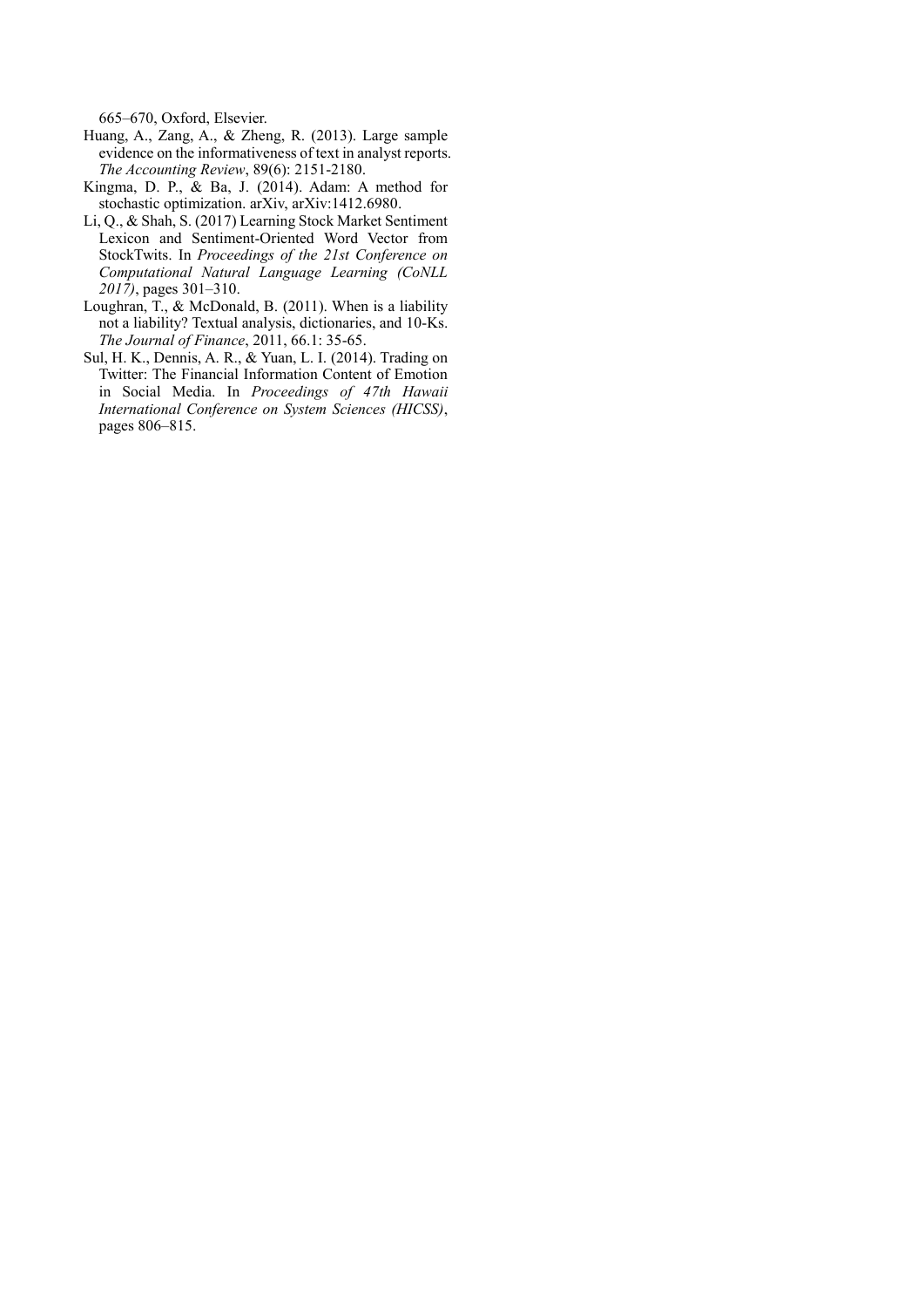665–670, Oxford, Elsevier.

Huang, A., Zang, A., & Zheng, R. (2013). Large sample evidence on the informativeness of text in analyst reports. *The Accounting Review*, 89(6): 2151-2180.

Kingma, D. P., & Ba, J. (2014). Adam: A method for stochastic optimization. arXiv, arXiv:1412.6980.

Li, Q., & Shah, S. (2017) Learning Stock Market Sentiment Lexicon and Sentiment-Oriented Word Vector from StockTwits. In *Proceedings of the 21st Conference on Computational Natural Language Learning (CoNLL 2017)*, pages 301–310.

Loughran, T., & McDonald, B. (2011). When is a liability not a liability? Textual analysis, dictionaries, and 10-Ks. *The Journal of Finance*, 2011, 66.1: 35-65.

Sul, H. K., Dennis, A. R., & Yuan, L. I. (2014). Trading on Twitter: The Financial Information Content of Emotion in Social Media. In *Proceedings of 47th Hawaii International Conference on System Sciences (HICSS)*, pages 806–815.